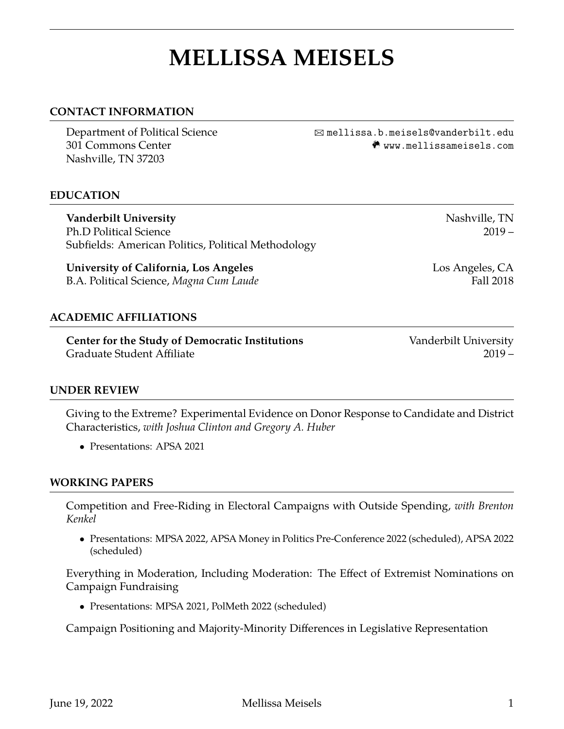# MELLISSA MEISELS

## CONTACT INFORMATION

Department of Political Science
301 Commons Center
Nashville, TN 37203

✉ mellissa.b.meisels@vanderbilt.edu
www.mellissameisels.com

## EDUCATION

**Vanderbilt University** — Nashville, TN
Ph.D Political Science — 2019 –
Subfields: American Politics, Political Methodology

**University of California, Los Angeles** — Los Angeles, CA
B.A. Political Science, *Magna Cum Laude* — Fall 2018

## ACADEMIC AFFILIATIONS

**Center for the Study of Democratic Institutions** — Vanderbilt University
Graduate Student Affiliate — 2019 –

## UNDER REVIEW

Giving to the Extreme? Experimental Evidence on Donor Response to Candidate and District Characteristics, *with Joshua Clinton and Gregory A. Huber*

- Presentations: APSA 2021

## WORKING PAPERS

Competition and Free-Riding in Electoral Campaigns with Outside Spending, *with Brenton Kenkel*

- Presentations: MPSA 2022, APSA Money in Politics Pre-Conference 2022 (scheduled), APSA 2022 (scheduled)

Everything in Moderation, Including Moderation: The Effect of Extremist Nominations on Campaign Fundraising

- Presentations: MPSA 2021, PolMeth 2022 (scheduled)

Campaign Positioning and Majority-Minority Differences in Legislative Representation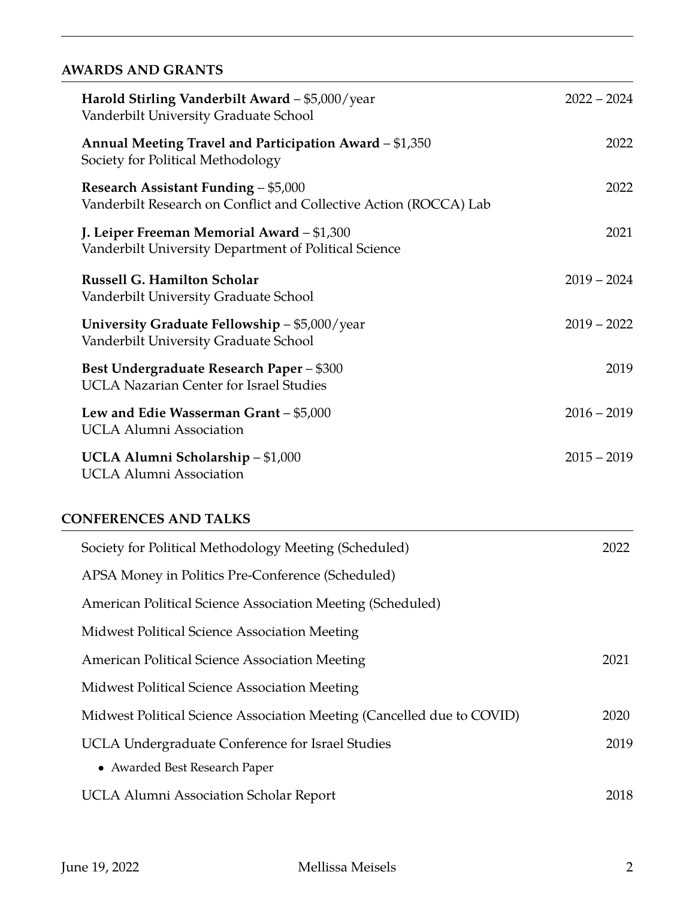## AWARDS AND GRANTS

**Harold Stirling Vanderbilt Award** – $5,000/year — 2022 – 2024
Vanderbilt University Graduate School

**Annual Meeting Travel and Participation Award** – $1,350 — 2022
Society for Political Methodology

**Research Assistant Funding** – $5,000 — 2022
Vanderbilt Research on Conflict and Collective Action (ROCCA) Lab

**J. Leiper Freeman Memorial Award** – $1,300 — 2021
Vanderbilt University Department of Political Science

**Russell G. Hamilton Scholar** — 2019 – 2024
Vanderbilt University Graduate School

**University Graduate Fellowship** – $5,000/year — 2019 – 2022
Vanderbilt University Graduate School

**Best Undergraduate Research Paper** – $300 — 2019
UCLA Nazarian Center for Israel Studies

**Lew and Edie Wasserman Grant** – $5,000 — 2016 – 2019
UCLA Alumni Association

**UCLA Alumni Scholarship** – $1,000 — 2015 – 2019
UCLA Alumni Association

## CONFERENCES AND TALKS

Society for Political Methodology Meeting (Scheduled) — 2022

APSA Money in Politics Pre-Conference (Scheduled)

American Political Science Association Meeting (Scheduled)

Midwest Political Science Association Meeting

American Political Science Association Meeting — 2021

Midwest Political Science Association Meeting

Midwest Political Science Association Meeting (Cancelled due to COVID) — 2020

UCLA Undergraduate Conference for Israel Studies — 2019

- Awarded Best Research Paper

UCLA Alumni Association Scholar Report — 2018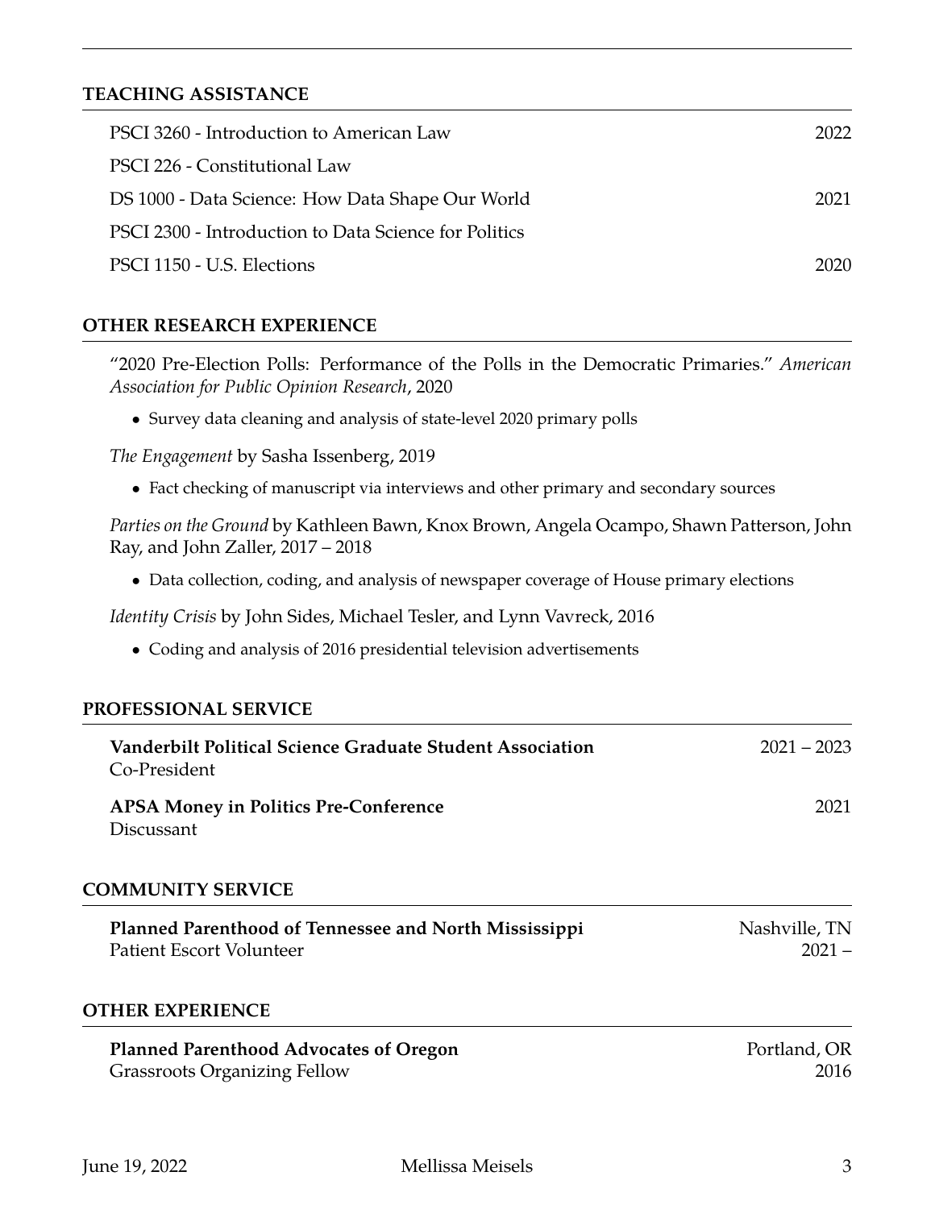## TEACHING ASSISTANCE

PSCI 3260 - Introduction to American Law — 2022

PSCI 226 - Constitutional Law

DS 1000 - Data Science: How Data Shape Our World — 2021

PSCI 2300 - Introduction to Data Science for Politics

PSCI 1150 - U.S. Elections — 2020

## OTHER RESEARCH EXPERIENCE

"2020 Pre-Election Polls: Performance of the Polls in the Democratic Primaries." *American Association for Public Opinion Research*, 2020

- Survey data cleaning and analysis of state-level 2020 primary polls

*The Engagement* by Sasha Issenberg, 2019

- Fact checking of manuscript via interviews and other primary and secondary sources

*Parties on the Ground* by Kathleen Bawn, Knox Brown, Angela Ocampo, Shawn Patterson, John Ray, and John Zaller, 2017 – 2018

- Data collection, coding, and analysis of newspaper coverage of House primary elections

*Identity Crisis* by John Sides, Michael Tesler, and Lynn Vavreck, 2016

- Coding and analysis of 2016 presidential television advertisements

## PROFESSIONAL SERVICE

**Vanderbilt Political Science Graduate Student Association** — 2021 – 2023
Co-President

**APSA Money in Politics Pre-Conference** — 2021
Discussant

## COMMUNITY SERVICE

**Planned Parenthood of Tennessee and North Mississippi** — Nashville, TN
Patient Escort Volunteer — 2021 –

## OTHER EXPERIENCE

**Planned Parenthood Advocates of Oregon** — Portland, OR
Grassroots Organizing Fellow — 2016